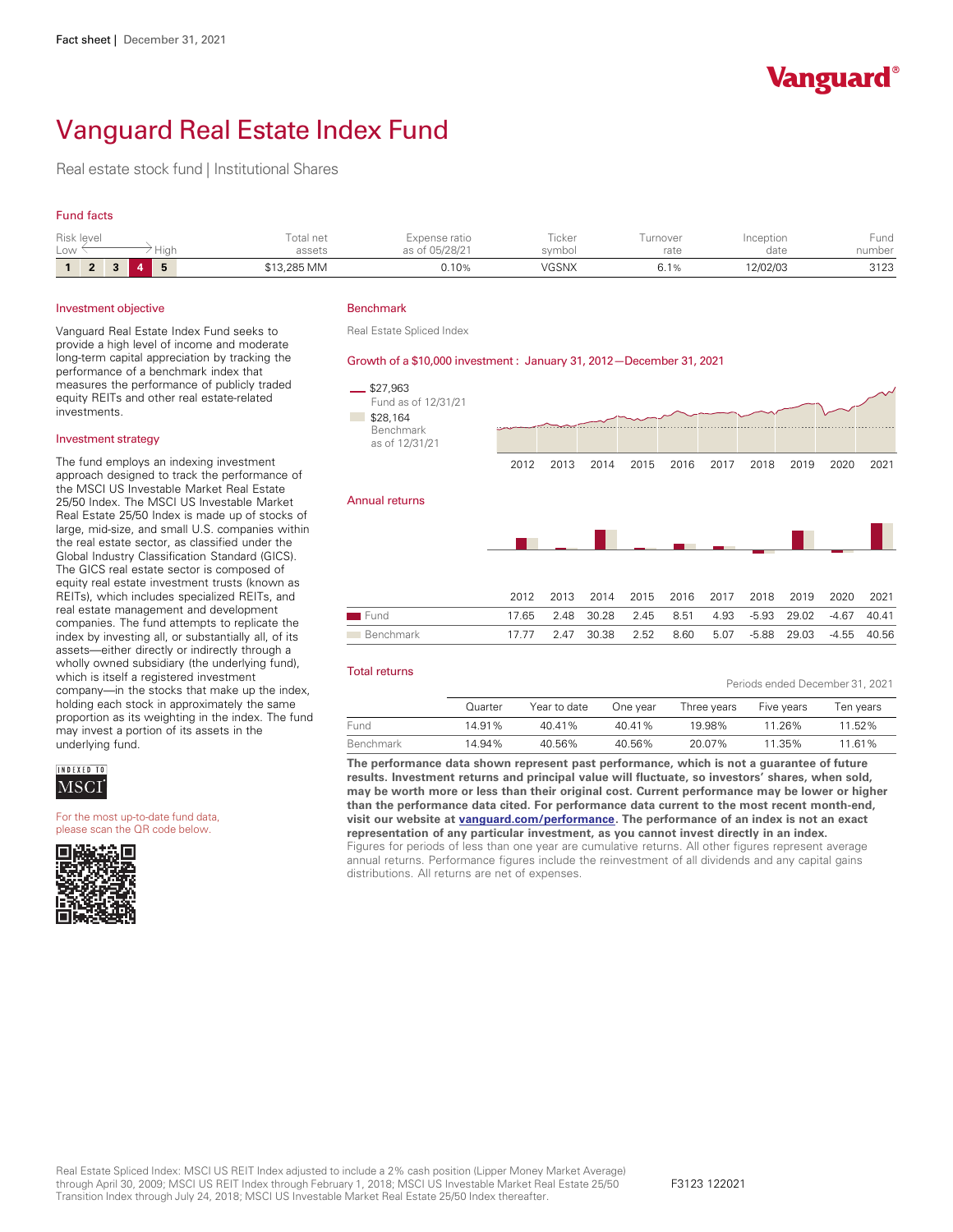Fact sheet | December 31, 2021

Vanguard®

# Vanguard Real Estate Index Fund

Real estate stock fund | Institutional Shares

## Fund facts

| Risk level Low ← → High | Total net assets | Expense ratio as of 05/28/21 | Ticker symbol | Turnover rate | Inception date | Fund number |
|---|---|---|---|---|---|---|
| 1 2 3 **4** 5 | $13,285 MM | 0.10% | VGSNX | 6.1% | 12/02/03 | 3123 |

## Investment objective

Vanguard Real Estate Index Fund seeks to provide a high level of income and moderate long-term capital appreciation by tracking the performance of a benchmark index that measures the performance of publicly traded equity REITs and other real estate-related investments.

## Investment strategy

The fund employs an indexing investment approach designed to track the performance of the MSCI US Investable Market Real Estate 25/50 Index. The MSCI US Investable Market Real Estate 25/50 Index is made up of stocks of large, mid-size, and small U.S. companies within the real estate sector, as classified under the Global Industry Classification Standard (GICS). The GICS real estate sector is composed of equity real estate investment trusts (known as REITs), which includes specialized REITs, and real estate management and development companies. The fund attempts to replicate the index by investing all, or substantially all, of its assets—either directly or indirectly through a wholly owned subsidiary (the underlying fund), which is itself a registered investment company—in the stocks that make up the index, holding each stock in approximately the same proportion as its weighting in the index. The fund may invest a portion of its assets in the underlying fund.

INDEXED TO MSCI

For the most up-to-date fund data, please scan the QR code below.

## Benchmark

Real Estate Spliced Index

## Growth of a $10,000 investment : January 31, 2012—December 31, 2021

$27,963 Fund as of 12/31/21

$28,164 Benchmark as of 12/31/21

2012 2013 2014 2015 2016 2017 2018 2019 2020 2021

## Annual returns

| | 2012 | 2013 | 2014 | 2015 | 2016 | 2017 | 2018 | 2019 | 2020 | 2021 |
|---|---|---|---|---|---|---|---|---|---|---|
| Fund | 17.65 | 2.48 | 30.28 | 2.45 | 8.51 | 4.93 | -5.93 | 29.02 | -4.67 | 40.41 |
| Benchmark | 17.77 | 2.47 | 30.38 | 2.52 | 8.60 | 5.07 | -5.88 | 29.03 | -4.55 | 40.56 |

## Total returns

Periods ended December 31, 2021

| | Quarter | Year to date | One year | Three years | Five years | Ten years |
|---|---|---|---|---|---|---|
| Fund | 14.91% | 40.41% | 40.41% | 19.98% | 11.26% | 11.52% |
| Benchmark | 14.94% | 40.56% | 40.56% | 20.07% | 11.35% | 11.61% |

**The performance data shown represent past performance, which is not a guarantee of future results. Investment returns and principal value will fluctuate, so investors' shares, when sold, may be worth more or less than their original cost. Current performance may be lower or higher than the performance data cited. For performance data current to the most recent month-end, visit our website at vanguard.com/performance. The performance of an index is not an exact representation of any particular investment, as you cannot invest directly in an index.**
Figures for periods of less than one year are cumulative returns. All other figures represent average annual returns. Performance figures include the reinvestment of all dividends and any capital gains distributions. All returns are net of expenses.

Real Estate Spliced Index: MSCI US REIT Index adjusted to include a 2% cash position (Lipper Money Market Average) through April 30, 2009; MSCI US REIT Index through February 1, 2018; MSCI US Investable Market Real Estate 25/50 Transition Index through July 24, 2018; MSCI US Investable Market Real Estate 25/50 Index thereafter.

F3123 122021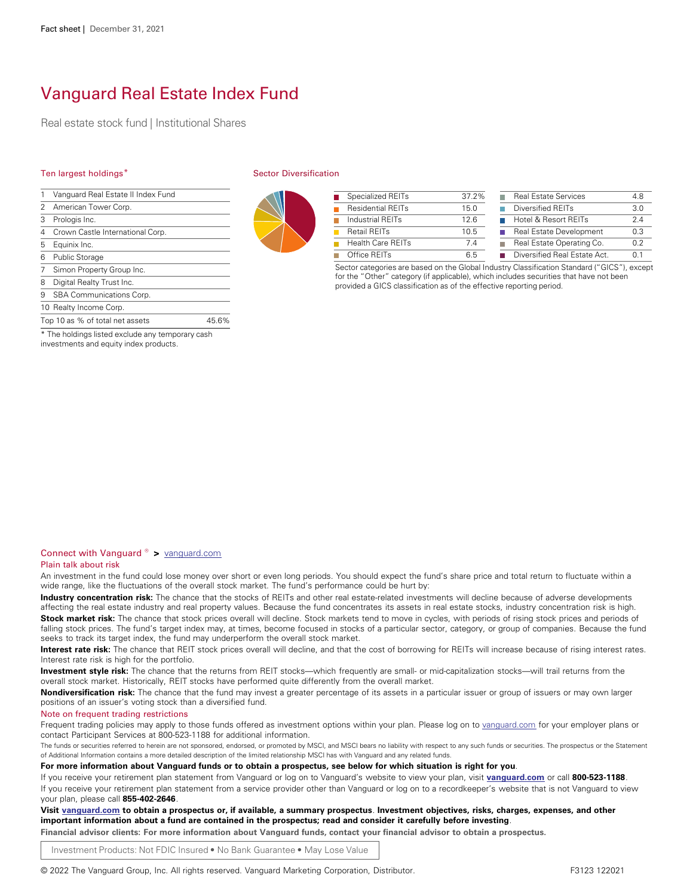Fact sheet | December 31, 2021

# Vanguard Real Estate Index Fund

Real estate stock fund | Institutional Shares

## Ten largest holdings*

| | | |
|---|---|---|
| 1 | Vanguard Real Estate II Index Fund | |
| 2 | American Tower Corp. | |
| 3 | Prologis Inc. | |
| 4 | Crown Castle International Corp. | |
| 5 | Equinix Inc. | |
| 6 | Public Storage | |
| 7 | Simon Property Group Inc. | |
| 8 | Digital Realty Trust Inc. | |
| 9 | SBA Communications Corp. | |
| 10 | Realty Income Corp. | |
| Top 10 as % of total net assets | | 45.6% |

* The holdings listed exclude any temporary cash investments and equity index products.

## Sector Diversification

| | |
|---|---|
| Specialized REITs | 37.2% |
| Residential REITs | 15.0 |
| Industrial REITs | 12.6 |
| Retail REITs | 10.5 |
| Health Care REITs | 7.4 |
| Office REITs | 6.5 |
| Real Estate Services | 4.8 |
| Diversified REITs | 3.0 |
| Hotel & Resort REITs | 2.4 |
| Real Estate Development | 0.3 |
| Real Estate Operating Co. | 0.2 |
| Diversified Real Estate Act. | 0.1 |

Sector categories are based on the Global Industry Classification Standard ("GICS"), except for the "Other" category (if applicable), which includes securities that have not been provided a GICS classification as of the effective reporting period.

Connect with Vanguard® > vanguard.com

## Plain talk about risk

An investment in the fund could lose money over short or even long periods. You should expect the fund's share price and total return to fluctuate within a wide range, like the fluctuations of the overall stock market. The fund's performance could be hurt by:

**Industry concentration risk:** The chance that the stocks of REITs and other real estate-related investments will decline because of adverse developments affecting the real estate industry and real property values. Because the fund concentrates its assets in real estate stocks, industry concentration risk is high.

**Stock market risk:** The chance that stock prices overall will decline. Stock markets tend to move in cycles, with periods of rising stock prices and periods of falling stock prices. The fund's target index may, at times, become focused in stocks of a particular sector, category, or group of companies. Because the fund seeks to track its target index, the fund may underperform the overall stock market.

**Interest rate risk:** The chance that REIT stock prices overall will decline, and that the cost of borrowing for REITs will increase because of rising interest rates. Interest rate risk is high for the portfolio.

**Investment style risk:** The chance that the returns from REIT stocks—which frequently are small- or mid-capitalization stocks—will trail returns from the overall stock market. Historically, REIT stocks have performed quite differently from the overall market.

**Nondiversification risk:** The chance that the fund may invest a greater percentage of its assets in a particular issuer or group of issuers or may own larger positions of an issuer's voting stock than a diversified fund.

## Note on frequent trading restrictions

Frequent trading policies may apply to those funds offered as investment options within your plan. Please log on to vanguard.com for your employer plans or contact Participant Services at 800-523-1188 for additional information.

The funds or securities referred to herein are not sponsored, endorsed, or promoted by MSCI, and MSCI bears no liability with respect to any such funds or securities. The prospectus or the Statement of Additional Information contains a more detailed description of the limited relationship MSCI has with Vanguard and any related funds.

**For more information about Vanguard funds or to obtain a prospectus, see below for which situation is right for you**.

If you receive your retirement plan statement from Vanguard or log on to Vanguard's website to view your plan, visit **vanguard.com** or call **800-523-1188**.

If you receive your retirement plan statement from a service provider other than Vanguard or log on to a recordkeeper's website that is not Vanguard to view your plan, please call **855-402-2646**.

**Visit vanguard.com to obtain a prospectus or, if available, a summary prospectus**. **Investment objectives, risks, charges, expenses, and other important information about a fund are contained in the prospectus; read and consider it carefully before investing**.

**Financial advisor clients: For more information about Vanguard funds, contact your financial advisor to obtain a prospectus.**

Investment Products: Not FDIC Insured • No Bank Guarantee • May Lose Value

© 2022 The Vanguard Group, Inc. All rights reserved. Vanguard Marketing Corporation, Distributor.

F3123 122021